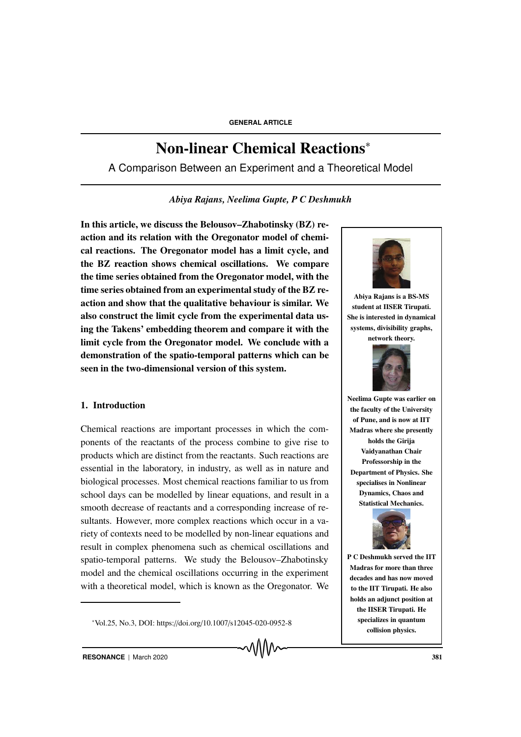GENERAL ARTICLE

# Non-linear Chemical Reactions*

A Comparison Between an Experiment and a Theoretical Model

*Abiya Rajans, Neelima Gupte, P C Deshmukh*

**In this article, we discuss the Belousov–Zhabotinsky (BZ) reaction and its relation with the Oregonator model of chemical reactions. The Oregonator model has a limit cycle, and the BZ reaction shows chemical oscillations. We compare the time series obtained from the Oregonator model, with the time series obtained from an experimental study of the BZ reaction and show that the qualitative behaviour is similar. We also construct the limit cycle from the experimental data using the Takens' embedding theorem and compare it with the limit cycle from the Oregonator model. We conclude with a demonstration of the spatio-temporal patterns which can be seen in the two-dimensional version of this system.**

**Abiya Rajans is a BS-MS student at IISER Tirupati. She is interested in dynamical systems, divisibility graphs, network theory.**

**Neelima Gupte was earlier on the faculty of the University of Pune, and is now at IIT Madras where she presently holds the Girija Vaidyanathan Chair Professorship in the Department of Physics. She specialises in Nonlinear Dynamics, Chaos and Statistical Mechanics.**

**P C Deshmukh served the IIT Madras for more than three decades and has now moved to the IIT Tirupati. He also holds an adjunct position at the IISER Tirupati. He specializes in quantum collision physics.**

## 1. Introduction

Chemical reactions are important processes in which the components of the reactants of the process combine to give rise to products which are distinct from the reactants. Such reactions are essential in the laboratory, in industry, as well as in nature and biological processes. Most chemical reactions familiar to us from school days can be modelled by linear equations, and result in a smooth decrease of reactants and a corresponding increase of resultants. However, more complex reactions which occur in a variety of contexts need to be modelled by non-linear equations and result in complex phenomena such as chemical oscillations and spatio-temporal patterns. We study the Belousov–Zhabotinsky model and the chemical oscillations occurring in the experiment with a theoretical model, which is known as the Oregonator. We

*Vol.25, No.3, DOI: https://doi.org/10.1007/s12045-020-0952-8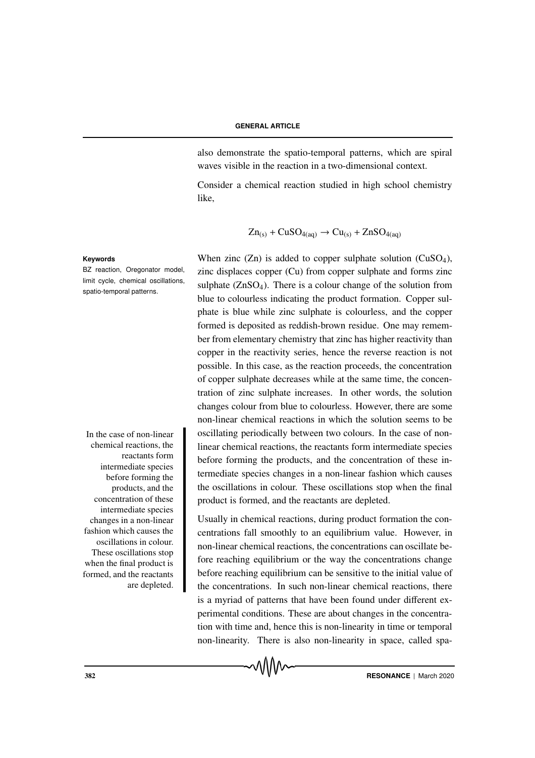also demonstrate the spatio-temporal patterns, which are spiral waves visible in the reaction in a two-dimensional context.

Consider a chemical reaction studied in high school chemistry like,

$$Zn_{(s)} + CuSO_{4(aq)} \rightarrow Cu_{(s)} + ZnSO_{4(aq)}$$

**Keywords**

BZ reaction, Oregonator model, limit cycle, chemical oscillations, spatio-temporal patterns.

When zinc (Zn) is added to copper sulphate solution ($CuSO_4$), zinc displaces copper (Cu) from copper sulphate and forms zinc sulphate ($ZnSO_4$). There is a colour change of the solution from blue to colourless indicating the product formation. Copper sulphate is blue while zinc sulphate is colourless, and the copper formed is deposited as reddish-brown residue. One may remember from elementary chemistry that zinc has higher reactivity than copper in the reactivity series, hence the reverse reaction is not possible. In this case, as the reaction proceeds, the concentration of copper sulphate decreases while at the same time, the concentration of zinc sulphate increases. In other words, the solution changes colour from blue to colourless. However, there are some non-linear chemical reactions in which the solution seems to be oscillating periodically between two colours. In the case of non-linear chemical reactions, the reactants form intermediate species before forming the products, and the concentration of these intermediate species changes in a non-linear fashion which causes the oscillations in colour. These oscillations stop when the final product is formed, and the reactants are depleted.

> In the case of non-linear chemical reactions, the reactants form intermediate species before forming the products, and the concentration of these intermediate species changes in a non-linear fashion which causes the oscillations in colour. These oscillations stop when the final product is formed, and the reactants are depleted.

Usually in chemical reactions, during product formation the concentrations fall smoothly to an equilibrium value. However, in non-linear chemical reactions, the concentrations can oscillate before reaching equilibrium or the way the concentrations change before reaching equilibrium can be sensitive to the initial value of the concentrations. In such non-linear chemical reactions, there is a myriad of patterns that have been found under different experimental conditions. These are about changes in the concentration with time and, hence this is non-linearity in time or temporal non-linearity. There is also non-linearity in space, called spa-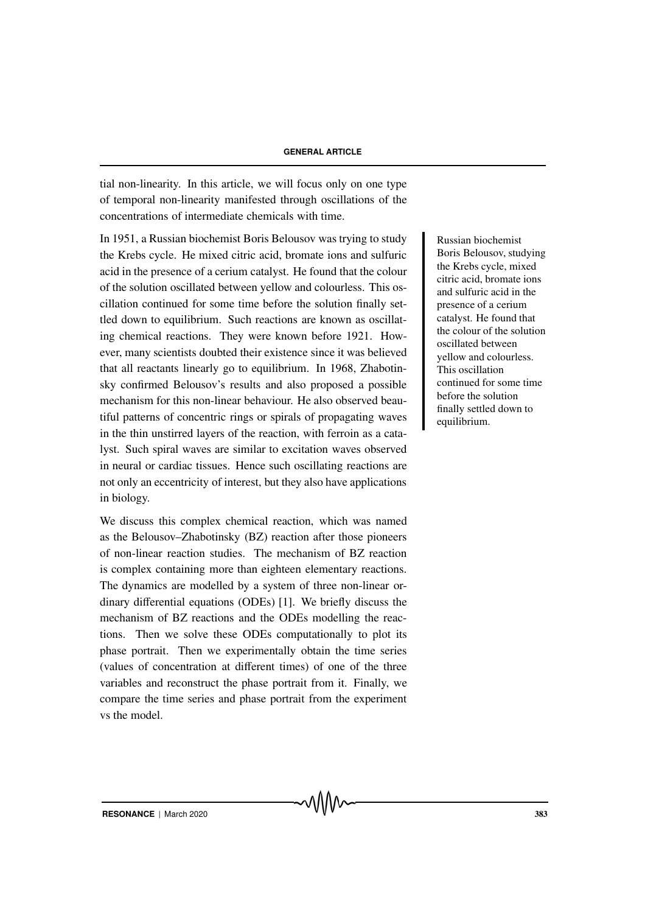tial non-linearity. In this article, we will focus only on one type of temporal non-linearity manifested through oscillations of the concentrations of intermediate chemicals with time.

In 1951, a Russian biochemist Boris Belousov was trying to study the Krebs cycle. He mixed citric acid, bromate ions and sulfuric acid in the presence of a cerium catalyst. He found that the colour of the solution oscillated between yellow and colourless. This oscillation continued for some time before the solution finally settled down to equilibrium. Such reactions are known as oscillating chemical reactions. They were known before 1921. However, many scientists doubted their existence since it was believed that all reactants linearly go to equilibrium. In 1968, Zhabotinsky confirmed Belousov's results and also proposed a possible mechanism for this non-linear behaviour. He also observed beautiful patterns of concentric rings or spirals of propagating waves in the thin unstirred layers of the reaction, with ferroin as a catalyst. Such spiral waves are similar to excitation waves observed in neural or cardiac tissues. Hence such oscillating reactions are not only an eccentricity of interest, but they also have applications in biology.

Russian biochemist Boris Belousov, studying the Krebs cycle, mixed citric acid, bromate ions and sulfuric acid in the presence of a cerium catalyst. He found that the colour of the solution oscillated between yellow and colourless. This oscillation continued for some time before the solution finally settled down to equilibrium.

We discuss this complex chemical reaction, which was named as the Belousov–Zhabotinsky (BZ) reaction after those pioneers of non-linear reaction studies. The mechanism of BZ reaction is complex containing more than eighteen elementary reactions. The dynamics are modelled by a system of three non-linear ordinary differential equations (ODEs) [1]. We briefly discuss the mechanism of BZ reactions and the ODEs modelling the reactions. Then we solve these ODEs computationally to plot its phase portrait. Then we experimentally obtain the time series (values of concentration at different times) of one of the three variables and reconstruct the phase portrait from it. Finally, we compare the time series and phase portrait from the experiment vs the model.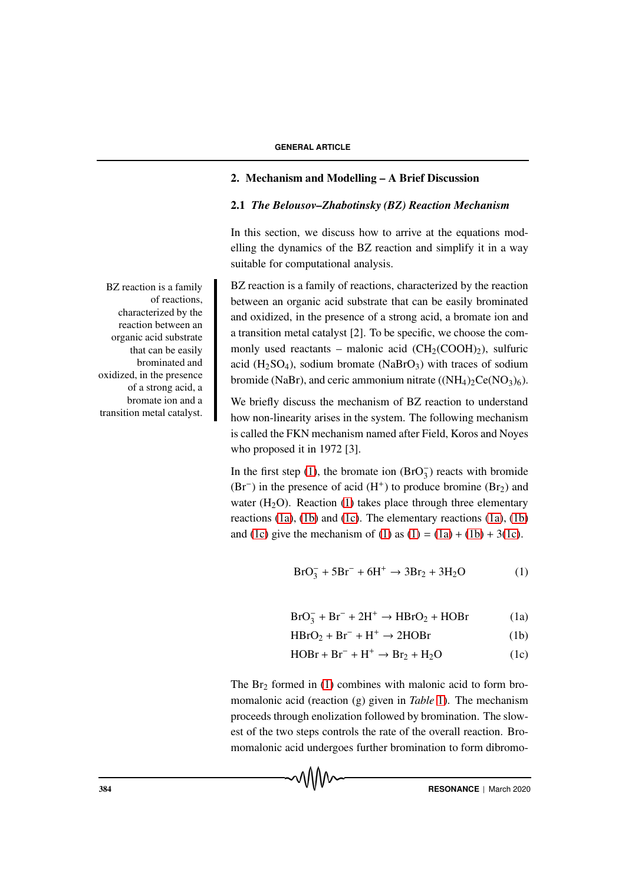## 2. Mechanism and Modelling – A Brief Discussion

### 2.1 *The Belousov–Zhabotinsky (BZ) Reaction Mechanism*

In this section, we discuss how to arrive at the equations modelling the dynamics of the BZ reaction and simplify it in a way suitable for computational analysis.

BZ reaction is a family of reactions, characterized by the reaction between an organic acid substrate that can be easily brominated and oxidized, in the presence of a strong acid, a bromate ion and a transition metal catalyst.

BZ reaction is a family of reactions, characterized by the reaction between an organic acid substrate that can be easily brominated and oxidized, in the presence of a strong acid, a bromate ion and a transition metal catalyst [2]. To be specific, we choose the commonly used reactants – malonic acid ($CH_2(COOH)_2$), sulfuric acid ($H_2SO_4$), sodium bromate ($NaBrO_3$) with traces of sodium bromide (NaBr), and ceric ammonium nitrate ($(NH_4)_2Ce(NO_3)_6$).

We briefly discuss the mechanism of BZ reaction to understand how non-linearity arises in the system. The following mechanism is called the FKN mechanism named after Field, Koros and Noyes who proposed it in 1972 [3].

In the first step (1), the bromate ion ($BrO_3^-$) reacts with bromide ($Br^-$) in the presence of acid ($H^+$) to produce bromine ($Br_2$) and water ($H_2O$). Reaction (1) takes place through three elementary reactions (1a), (1b) and (1c). The elementary reactions (1a), (1b) and (1c) give the mechanism of (1) as (1) = (1a) + (1b) + 3(1c).

$$BrO_3^- + 5Br^- + 6H^+ \rightarrow 3Br_2 + 3H_2O \tag{1}$$

$$BrO_3^- + Br^- + 2H^+ \rightarrow HBrO_2 + HOBr \tag{1a}$$

$$HBrO_2 + Br^- + H^+ \rightarrow 2HOBr \tag{1b}$$

$$HOBr + Br^- + H^+ \rightarrow Br_2 + H_2O \tag{1c}$$

The $Br_2$ formed in (1) combines with malonic acid to form bromomalonic acid (reaction (g) given in *Table* 1). The mechanism proceeds through enolization followed by bromination. The slowest of the two steps controls the rate of the overall reaction. Bromomalonic acid undergoes further bromination to form dibromo-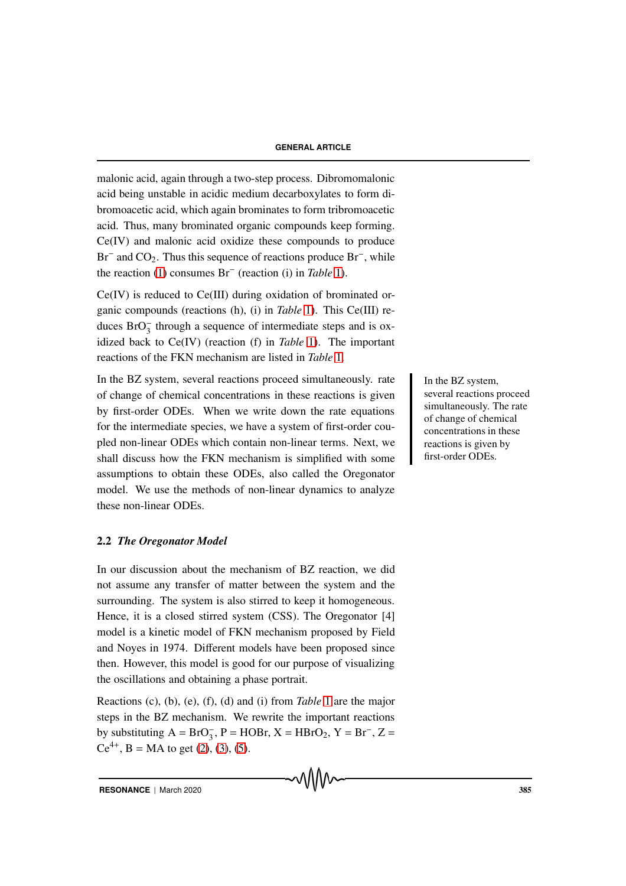malonic acid, again through a two-step process. Dibromomalonic acid being unstable in acidic medium decarboxylates to form dibromoacetic acid, which again brominates to form tribromoacetic acid. Thus, many brominated organic compounds keep forming. Ce(IV) and malonic acid oxidize these compounds to produce $Br^-$ and $CO_2$. Thus this sequence of reactions produce $Br^-$, while the reaction (1) consumes $Br^-$ (reaction (i) in *Table* 1).

Ce(IV) is reduced to Ce(III) during oxidation of brominated organic compounds (reactions (h), (i) in *Table* 1). This Ce(III) reduces $BrO_3^-$ through a sequence of intermediate steps and is oxidized back to Ce(IV) (reaction (f) in *Table* 1). The important reactions of the FKN mechanism are listed in *Table* 1.

In the BZ system, several reactions proceed simultaneously. rate of change of chemical concentrations in these reactions is given by first-order ODEs. When we write down the rate equations for the intermediate species, we have a system of first-order coupled non-linear ODEs which contain non-linear terms. Next, we shall discuss how the FKN mechanism is simplified with some assumptions to obtain these ODEs, also called the Oregonator model. We use the methods of non-linear dynamics to analyze these non-linear ODEs.

In the BZ system, several reactions proceed simultaneously. The rate of change of chemical concentrations in these reactions is given by first-order ODEs.

### 2.2 *The Oregonator Model*

In our discussion about the mechanism of BZ reaction, we did not assume any transfer of matter between the system and the surrounding. The system is also stirred to keep it homogeneous. Hence, it is a closed stirred system (CSS). The Oregonator [4] model is a kinetic model of FKN mechanism proposed by Field and Noyes in 1974. Different models have been proposed since then. However, this model is good for our purpose of visualizing the oscillations and obtaining a phase portrait.

Reactions (c), (b), (e), (f), (d) and (i) from *Table* 1 are the major steps in the BZ mechanism. We rewrite the important reactions by substituting A = $BrO_3^-$, P = HOBr, X = $HBrO_2$, Y = $Br^-$, Z = $Ce^{4+}$, B = MA to get (2), (3), (5).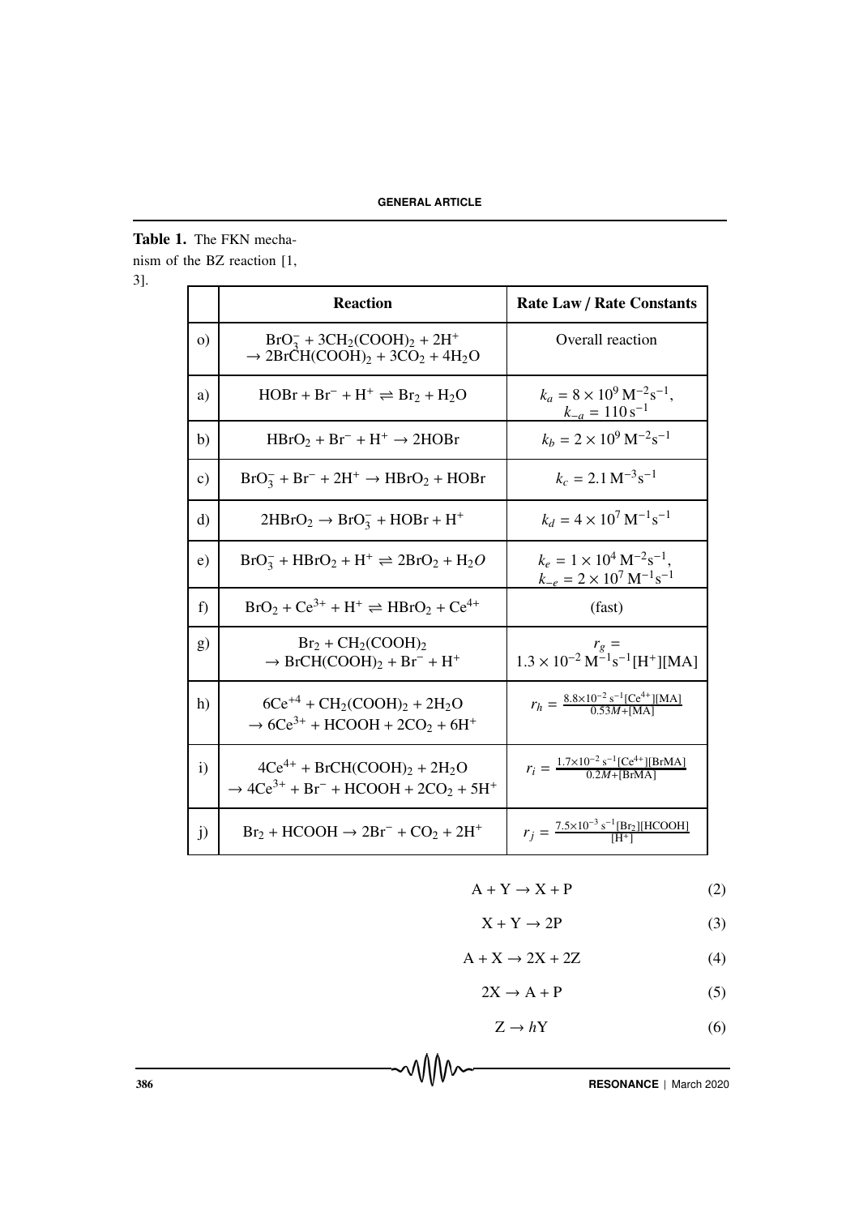**Table 1.** The FKN mechanism of the BZ reaction [1, 3].

| | Reaction | Rate Law / Rate Constants |
|---|---|---|
| o) | $BrO_3^- + 3CH_2(COOH)_2 + 2H^+ \rightarrow 2BrCH(COOH)_2 + 3CO_2 + 4H_2O$ | Overall reaction |
| a) | $HOBr + Br^- + H^+ \rightleftharpoons Br_2 + H_2O$ | $k_a = 8 \times 10^9\,M^{-2}s^{-1}$, $k_{-a} = 110\,s^{-1}$ |
| b) | $HBrO_2 + Br^- + H^+ \rightarrow 2HOBr$ | $k_b = 2 \times 10^9\,M^{-2}s^{-1}$ |
| c) | $BrO_3^- + Br^- + 2H^+ \rightarrow HBrO_2 + HOBr$ | $k_c = 2.1\,M^{-3}s^{-1}$ |
| d) | $2HBrO_2 \rightarrow BrO_3^- + HOBr + H^+$ | $k_d = 4 \times 10^7\,M^{-1}s^{-1}$ |
| e) | $BrO_3^- + HBrO_2 + H^+ \rightleftharpoons 2BrO_2 + H_2O$ | $k_e = 1 \times 10^4\,M^{-2}s^{-1}$, $k_{-e} = 2 \times 10^7\,M^{-1}s^{-1}$ |
| f) | $BrO_2 + Ce^{3+} + H^+ \rightleftharpoons HBrO_2 + Ce^{4+}$ | (fast) |
| g) | $Br_2 + CH_2(COOH)_2 \rightarrow BrCH(COOH)_2 + Br^- + H^+$ | $r_g = 1.3 \times 10^{-2}\,M^{-1}s^{-1}[H^+][MA]$ |
| h) | $6Ce^{+4} + CH_2(COOH)_2 + 2H_2O \rightarrow 6Ce^{3+} + HCOOH + 2CO_2 + 6H^+$ | $r_h = \frac{8.8\times10^{-2}\,s^{-1}[Ce^{4+}][MA]}{0.53M+[MA]}$ |
| i) | $4Ce^{4+} + BrCH(COOH)_2 + 2H_2O \rightarrow 4Ce^{3+} + Br^- + HCOOH + 2CO_2 + 5H^+$ | $r_i = \frac{1.7\times10^{-2}\,s^{-1}[Ce^{4+}][BrMA]}{0.2M+[BrMA]}$ |
| j) | $Br_2 + HCOOH \rightarrow 2Br^- + CO_2 + 2H^+$ | $r_j = \frac{7.5\times10^{-3}\,s^{-1}[Br_2][HCOOH]}{[H^+]}$ |

$$A + Y \rightarrow X + P \tag{2}$$

$$X + Y \rightarrow 2P \tag{3}$$

$$A + X \rightarrow 2X + 2Z \tag{4}$$

$$2X \rightarrow A + P \tag{5}$$

$$Z \rightarrow hY \tag{6}$$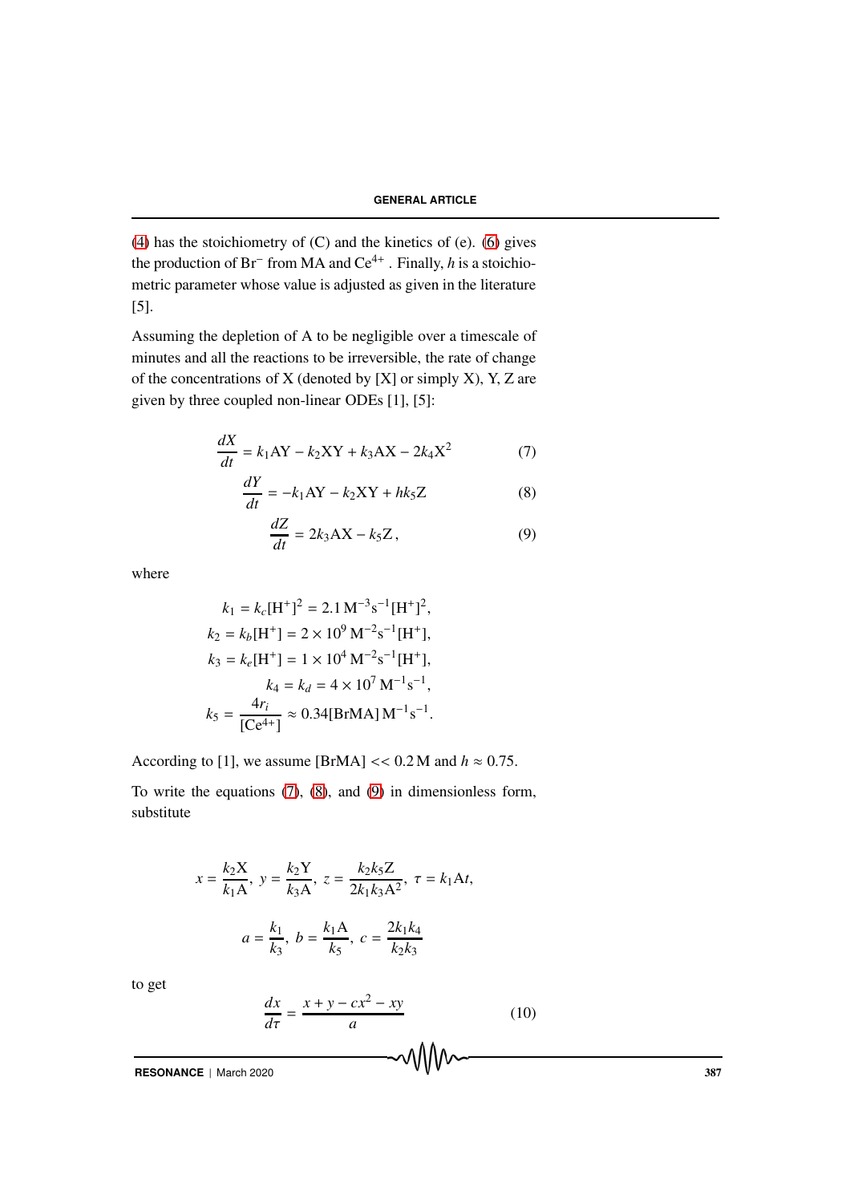(4) has the stoichiometry of (C) and the kinetics of (e). (6) gives the production of $Br^-$ from MA and $Ce^{4+}$ . Finally, $h$ is a stoichiometric parameter whose value is adjusted as given in the literature [5].

Assuming the depletion of A to be negligible over a timescale of minutes and all the reactions to be irreversible, the rate of change of the concentrations of X (denoted by [X] or simply X), Y, Z are given by three coupled non-linear ODEs [1], [5]:

$$\frac{dX}{dt} = k_1\mathrm{AY} - k_2\mathrm{XY} + k_3\mathrm{AX} - 2k_4\mathrm{X}^2 \tag{7}$$

$$\frac{dY}{dt} = -k_1\mathrm{AY} - k_2\mathrm{XY} + hk_5\mathrm{Z} \tag{8}$$

$$\frac{dZ}{dt} = 2k_3\mathrm{AX} - k_5\mathrm{Z}, \tag{9}$$

where

$$k_1 = k_c[\mathrm{H}^+]^2 = 2.1\,\mathrm{M}^{-3}\mathrm{s}^{-1}[\mathrm{H}^+]^2,$$
$$k_2 = k_b[\mathrm{H}^+] = 2\times10^9\,\mathrm{M}^{-2}\mathrm{s}^{-1}[\mathrm{H}^+],$$
$$k_3 = k_e[\mathrm{H}^+] = 1\times10^4\,\mathrm{M}^{-2}\mathrm{s}^{-1}[\mathrm{H}^+],$$
$$k_4 = k_d = 4\times10^7\,\mathrm{M}^{-1}\mathrm{s}^{-1},$$
$$k_5 = \frac{4r_i}{[\mathrm{Ce}^{4+}]} \approx 0.34[\mathrm{BrMA}]\,\mathrm{M}^{-1}\mathrm{s}^{-1}.$$

According to [1], we assume [BrMA] << 0.2 M and $h \approx 0.75$.

To write the equations (7), (8), and (9) in dimensionless form, substitute

$$x = \frac{k_2\mathrm{X}}{k_1\mathrm{A}},\ y = \frac{k_2\mathrm{Y}}{k_3\mathrm{A}},\ z = \frac{k_2k_5\mathrm{Z}}{2k_1k_3\mathrm{A}^2},\ \tau = k_1\mathrm{A}t,$$

$$a = \frac{k_1}{k_3},\ b = \frac{k_1\mathrm{A}}{k_5},\ c = \frac{2k_1k_4}{k_2k_3}$$

to get

$$\frac{dx}{d\tau} = \frac{x + y - cx^2 - xy}{a} \tag{10}$$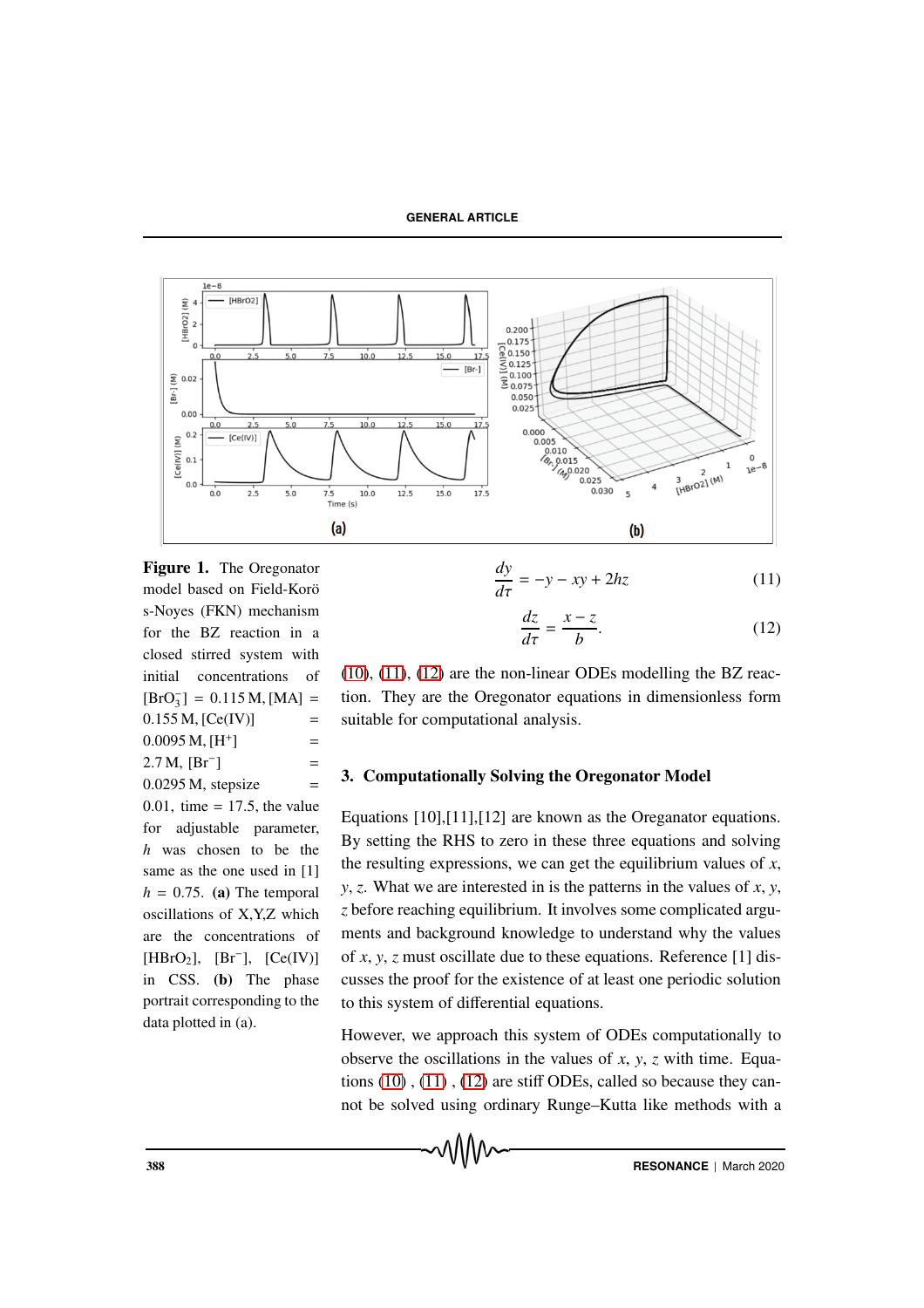**Figure 1.** The Oregonator model based on Field-Korö s-Noyes (FKN) mechanism for the BZ reaction in a closed stirred system with initial concentrations of $[BrO_3^-] = 0.115$ M, [MA] = 0.155 M, [Ce(IV)] = 0.0095 M, $[H^+]$ = 2.7 M, $[Br^-]$ = 0.0295 M, stepsize = 0.01, time = 17.5, the value for adjustable parameter, $h$ was chosen to be the same as the one used in [1] $h = 0.75$. **(a)** The temporal oscillations of X,Y,Z which are the concentrations of $[HBrO_2]$, $[Br^-]$, [Ce(IV)] in CSS. **(b)** The phase portrait corresponding to the data plotted in (a).

$$\frac{dy}{d\tau} = -y - xy + 2hz \tag{11}$$

$$\frac{dz}{d\tau} = \frac{x - z}{b}. \tag{12}$$

(10), (11), (12) are the non-linear ODEs modelling the BZ reaction. They are the Oregonator equations in dimensionless form suitable for computational analysis.

## 3. Computationally Solving the Oregonator Model

Equations [10],[11],[12] are known as the Oreganator equations. By setting the RHS to zero in these three equations and solving the resulting expressions, we can get the equilibrium values of $x$, $y$, $z$. What we are interested in is the patterns in the values of $x$, $y$, $z$ before reaching equilibrium. It involves some complicated arguments and background knowledge to understand why the values of $x$, $y$, $z$ must oscillate due to these equations. Reference [1] discusses the proof for the existence of at least one periodic solution to this system of differential equations.

However, we approach this system of ODEs computationally to observe the oscillations in the values of $x$, $y$, $z$ with time. Equations (10) , (11) , (12) are stiff ODEs, called so because they cannot be solved using ordinary Runge–Kutta like methods with a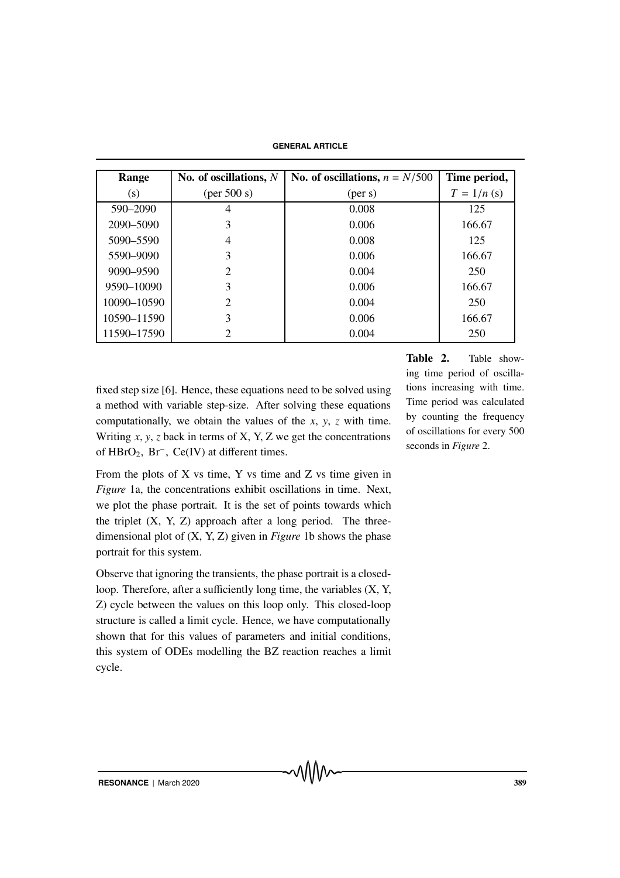| Range (s) | No. of oscillations, $N$ (per 500 s) | No. of oscillations, $n = N/500$ (per s) | Time period, $T = 1/n$ (s) |
|---|---|---|---|
| 590–2090 | 4 | 0.008 | 125 |
| 2090–5090 | 3 | 0.006 | 166.67 |
| 5090–5590 | 4 | 0.008 | 125 |
| 5590–9090 | 3 | 0.006 | 166.67 |
| 9090–9590 | 2 | 0.004 | 250 |
| 9590–10090 | 3 | 0.006 | 166.67 |
| 10090–10590 | 2 | 0.004 | 250 |
| 10590–11590 | 3 | 0.006 | 166.67 |
| 11590–17590 | 2 | 0.004 | 250 |

**Table 2.** Table showing time period of oscillations increasing with time. Time period was calculated by counting the frequency of oscillations for every 500 seconds in *Figure* 2.

fixed step size [6]. Hence, these equations need to be solved using a method with variable step-size. After solving these equations computationally, we obtain the values of the $x$, $y$, $z$ with time. Writing $x$, $y$, $z$ back in terms of X, Y, Z we get the concentrations of $HBrO_2$, $Br^-$, Ce(IV) at different times.

From the plots of X vs time, Y vs time and Z vs time given in *Figure* 1a, the concentrations exhibit oscillations in time. Next, we plot the phase portrait. It is the set of points towards which the triplet (X, Y, Z) approach after a long period. The three-dimensional plot of (X, Y, Z) given in *Figure* 1b shows the phase portrait for this system.

Observe that ignoring the transients, the phase portrait is a closed-loop. Therefore, after a sufficiently long time, the variables (X, Y, Z) cycle between the values on this loop only. This closed-loop structure is called a limit cycle. Hence, we have computationally shown that for this values of parameters and initial conditions, this system of ODEs modelling the BZ reaction reaches a limit cycle.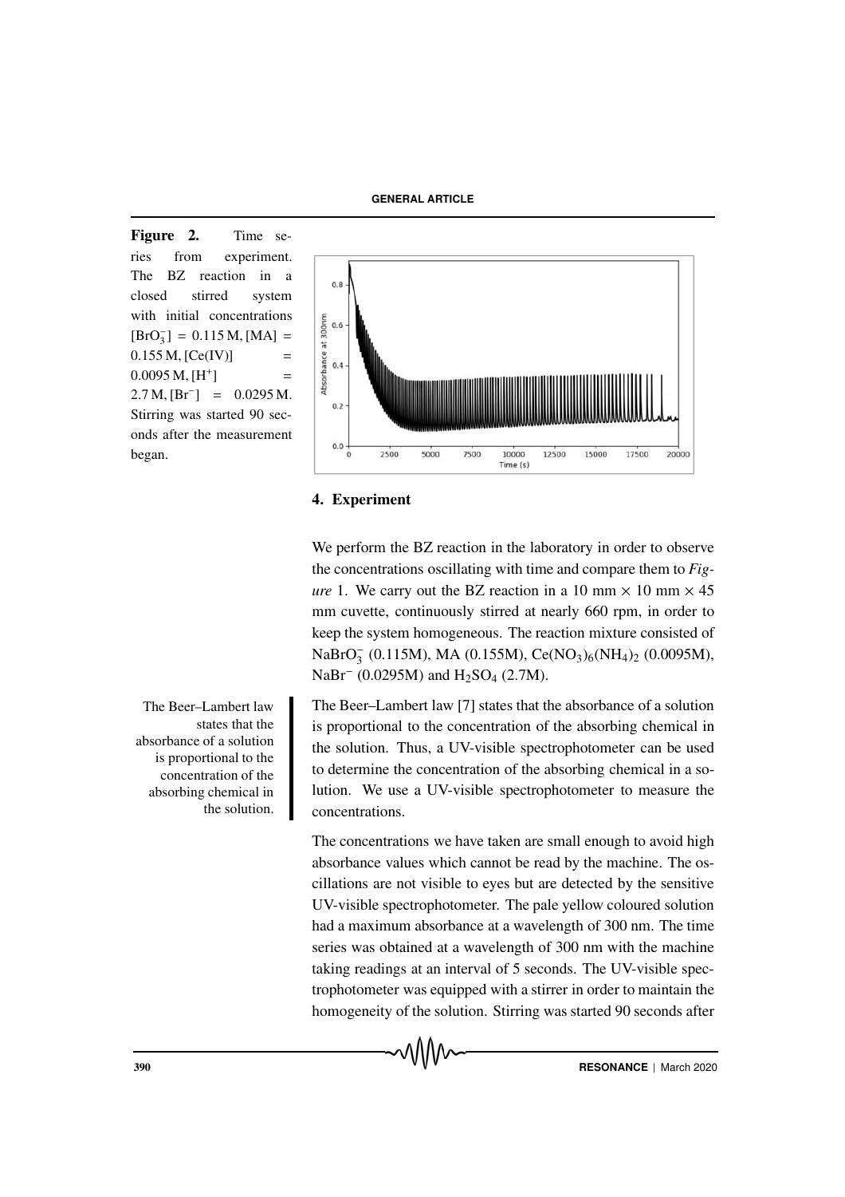**Figure 2.** Time series from experiment. The BZ reaction in a closed stirred system with initial concentrations $[BrO_3^-] = 0.115$ M, $[MA] = 0.155$ M, $[Ce(IV)] = 0.0095$ M, $[H^+] = 2.7$ M, $[Br^-] = 0.0295$ M. Stirring was started 90 seconds after the measurement began.

## 4. Experiment

We perform the BZ reaction in the laboratory in order to observe the concentrations oscillating with time and compare them to *Figure* 1. We carry out the BZ reaction in a 10 mm × 10 mm × 45 mm cuvette, continuously stirred at nearly 660 rpm, in order to keep the system homogeneous. The reaction mixture consisted of $NaBrO_3^-$ (0.115M), MA (0.155M), $Ce(NO_3)_6(NH_4)_2$ (0.0095M), $NaBr^-$ (0.0295M) and $H_2SO_4$ (2.7M).

The Beer–Lambert law states that the absorbance of a solution is proportional to the concentration of the absorbing chemical in the solution.

The Beer–Lambert law [7] states that the absorbance of a solution is proportional to the concentration of the absorbing chemical in the solution. Thus, a UV-visible spectrophotometer can be used to determine the concentration of the absorbing chemical in a solution. We use a UV-visible spectrophotometer to measure the concentrations.

The concentrations we have taken are small enough to avoid high absorbance values which cannot be read by the machine. The oscillations are not visible to eyes but are detected by the sensitive UV-visible spectrophotometer. The pale yellow coloured solution had a maximum absorbance at a wavelength of 300 nm. The time series was obtained at a wavelength of 300 nm with the machine taking readings at an interval of 5 seconds. The UV-visible spectrophotometer was equipped with a stirrer in order to maintain the homogeneity of the solution. Stirring was started 90 seconds after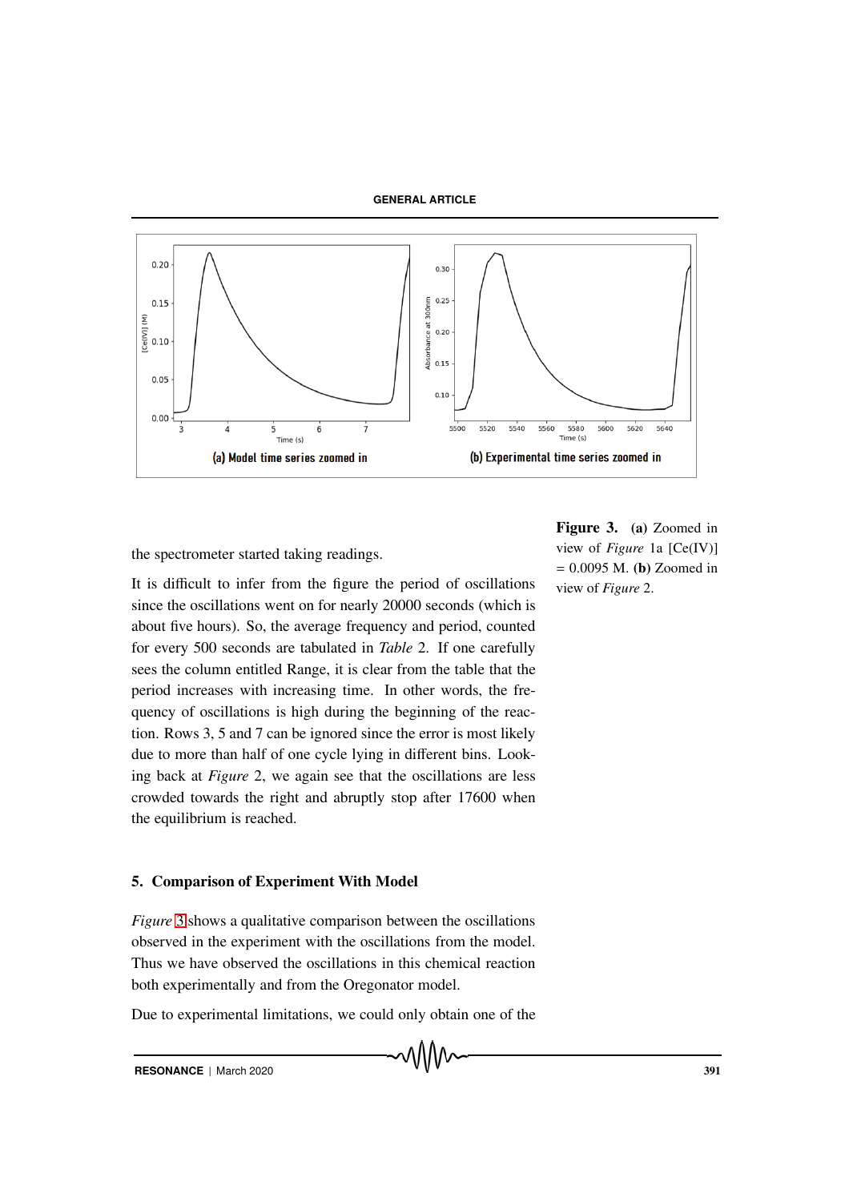(a) Model time series zoomed in

(b) Experimental time series zoomed in

**Figure 3.** **(a)** Zoomed in view of *Figure* 1a [Ce(IV)] = 0.0095 M. **(b)** Zoomed in view of *Figure* 2.

the spectrometer started taking readings.

It is difficult to infer from the figure the period of oscillations since the oscillations went on for nearly 20000 seconds (which is about five hours). So, the average frequency and period, counted for every 500 seconds are tabulated in *Table* 2. If one carefully sees the column entitled Range, it is clear from the table that the period increases with increasing time. In other words, the frequency of oscillations is high during the beginning of the reaction. Rows 3, 5 and 7 can be ignored since the error is most likely due to more than half of one cycle lying in different bins. Looking back at *Figure* 2, we again see that the oscillations are less crowded towards the right and abruptly stop after 17600 when the equilibrium is reached.

## 5. Comparison of Experiment With Model

*Figure* 3 shows a qualitative comparison between the oscillations observed in the experiment with the oscillations from the model. Thus we have observed the oscillations in this chemical reaction both experimentally and from the Oregonator model.

Due to experimental limitations, we could only obtain one of the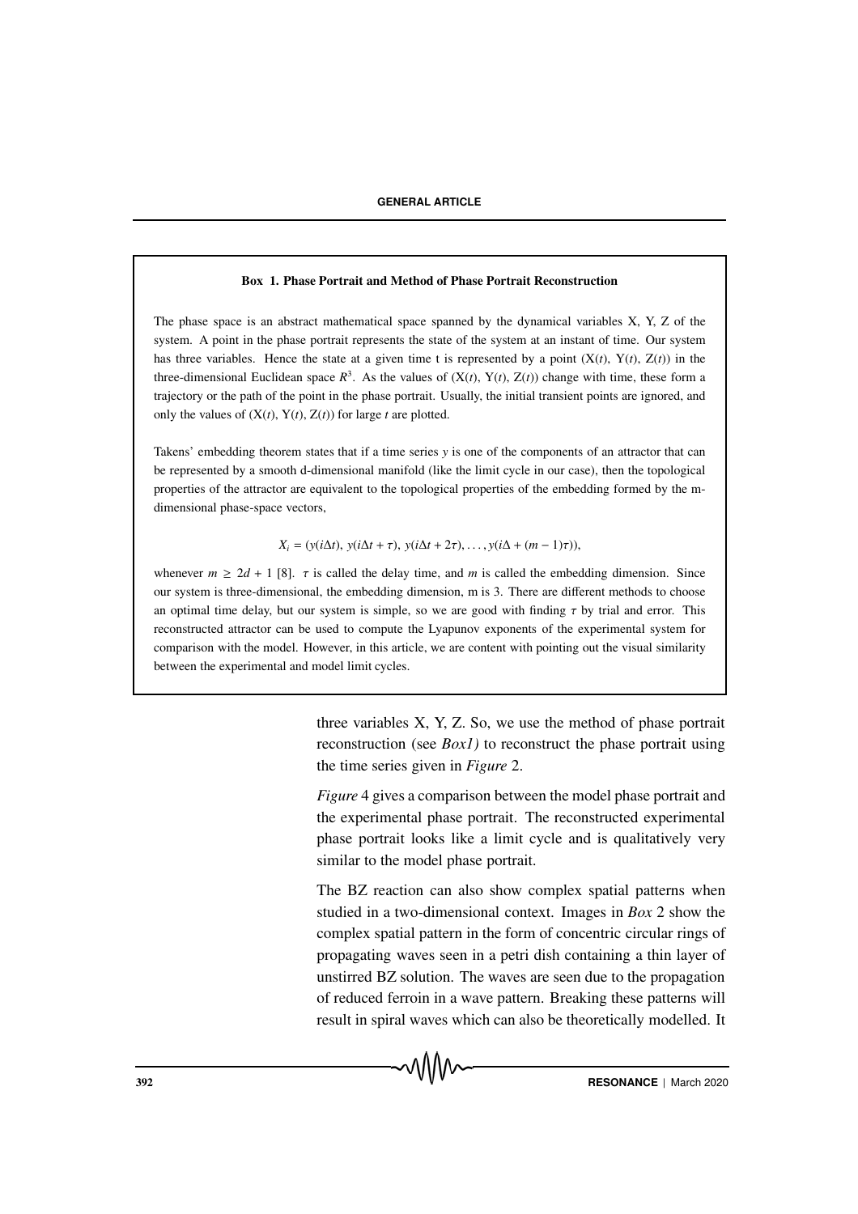### Box 1. Phase Portrait and Method of Phase Portrait Reconstruction

The phase space is an abstract mathematical space spanned by the dynamical variables X, Y, Z of the system. A point in the phase portrait represents the state of the system at an instant of time. Our system has three variables. Hence the state at a given time t is represented by a point (X($t$), Y($t$), Z($t$)) in the three-dimensional Euclidean space $R^3$. As the values of (X($t$), Y($t$), Z($t$)) change with time, these form a trajectory or the path of the point in the phase portrait. Usually, the initial transient points are ignored, and only the values of (X($t$), Y($t$), Z($t$)) for large $t$ are plotted.

Takens' embedding theorem states that if a time series $y$ is one of the components of an attractor that can be represented by a smooth d-dimensional manifold (like the limit cycle in our case), then the topological properties of the attractor are equivalent to the topological properties of the embedding formed by the m-dimensional phase-space vectors,

$$X_i = (y(i\Delta t),\ y(i\Delta t + \tau),\ y(i\Delta t + 2\tau), \ldots, y(i\Delta + (m-1)\tau)),$$

whenever $m \geq 2d + 1$ [8]. $\tau$ is called the delay time, and $m$ is called the embedding dimension. Since our system is three-dimensional, the embedding dimension, m is 3. There are different methods to choose an optimal time delay, but our system is simple, so we are good with finding $\tau$ by trial and error. This reconstructed attractor can be used to compute the Lyapunov exponents of the experimental system for comparison with the model. However, in this article, we are content with pointing out the visual similarity between the experimental and model limit cycles.

three variables X, Y, Z. So, we use the method of phase portrait reconstruction (see *Box1)* to reconstruct the phase portrait using the time series given in *Figure* 2.

*Figure* 4 gives a comparison between the model phase portrait and the experimental phase portrait. The reconstructed experimental phase portrait looks like a limit cycle and is qualitatively very similar to the model phase portrait.

The BZ reaction can also show complex spatial patterns when studied in a two-dimensional context. Images in *Box* 2 show the complex spatial pattern in the form of concentric circular rings of propagating waves seen in a petri dish containing a thin layer of unstirred BZ solution. The waves are seen due to the propagation of reduced ferroin in a wave pattern. Breaking these patterns will result in spiral waves which can also be theoretically modelled. It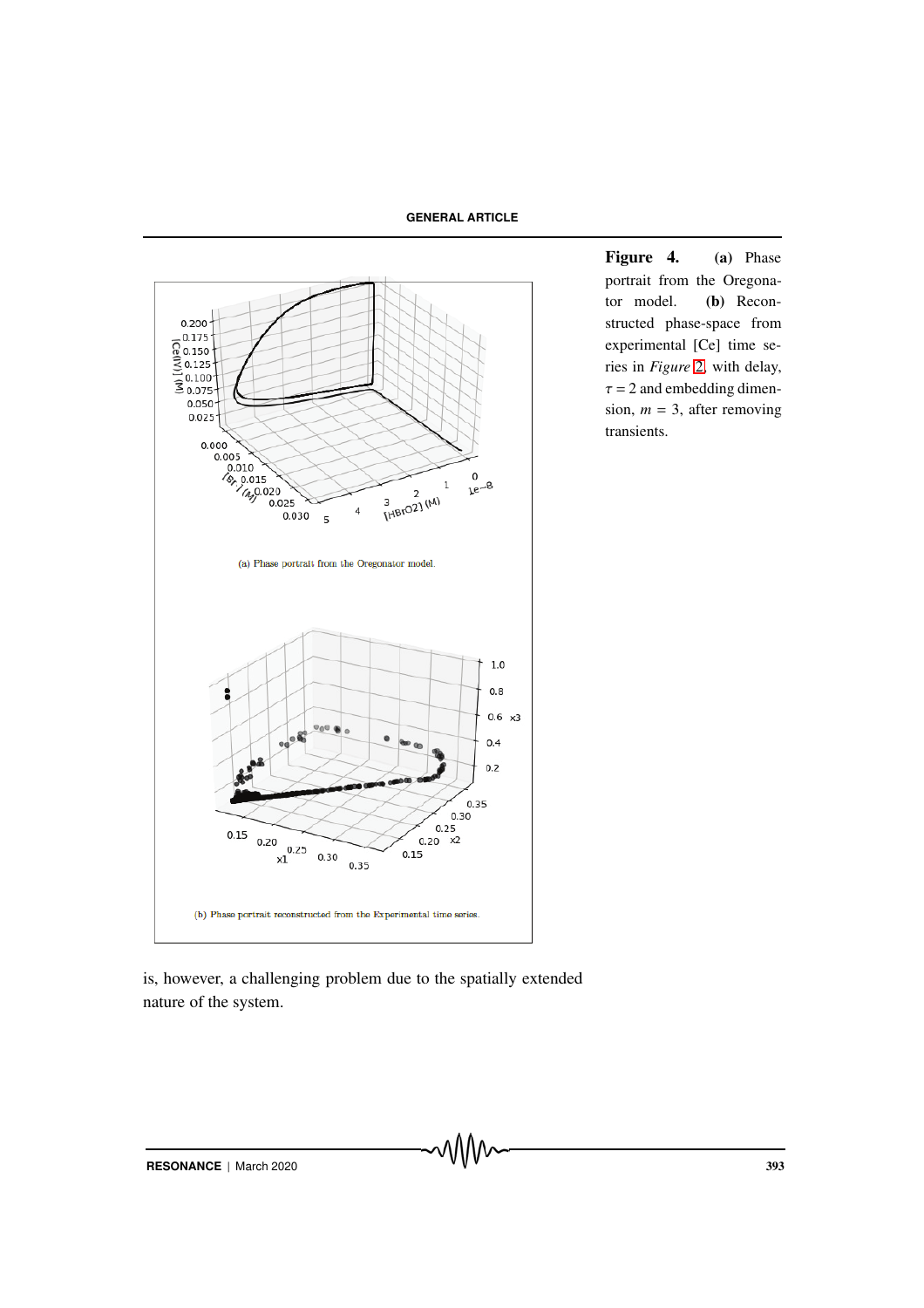(a) Phase portrait from the Oregonator model.

(b) Phase portrait reconstructed from the Experimental time series.

**Figure 4.** **(a)** Phase portrait from the Oregonator model. **(b)** Reconstructed phase-space from experimental [Ce] time series in *Figure* 2, with delay, $\tau = 2$ and embedding dimension, $m = 3$, after removing transients.

is, however, a challenging problem due to the spatially extended nature of the system.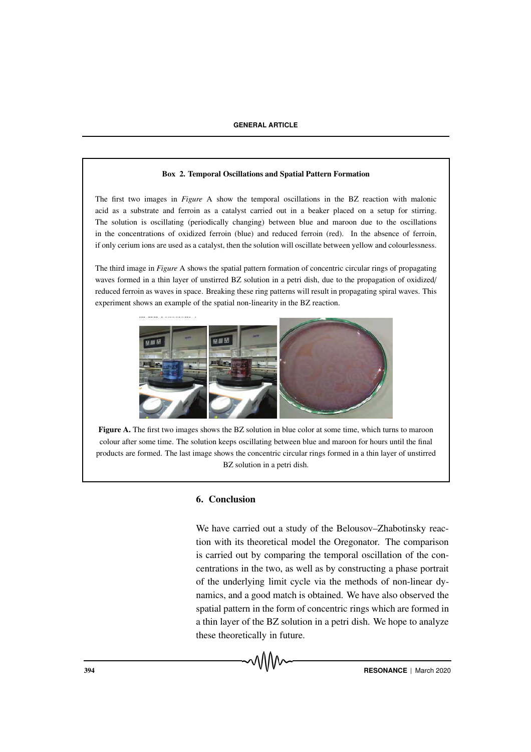### Box 2. Temporal Oscillations and Spatial Pattern Formation

The first two images in *Figure* A show the temporal oscillations in the BZ reaction with malonic acid as a substrate and ferroin as a catalyst carried out in a beaker placed on a setup for stirring. The solution is oscillating (periodically changing) between blue and maroon due to the oscillations in the concentrations of oxidized ferroin (blue) and reduced ferroin (red). In the absence of ferroin, if only cerium ions are used as a catalyst, then the solution will oscillate between yellow and colourlessness.

The third image in *Figure* A shows the spatial pattern formation of concentric circular rings of propagating waves formed in a thin layer of unstirred BZ solution in a petri dish, due to the propagation of oxidized/reduced ferroin as waves in space. Breaking these ring patterns will result in propagating spiral waves. This experiment shows an example of the spatial non-linearity in the BZ reaction.

**Figure A.** The first two images shows the BZ solution in blue color at some time, which turns to maroon colour after some time. The solution keeps oscillating between blue and maroon for hours until the final products are formed. The last image shows the concentric circular rings formed in a thin layer of unstirred BZ solution in a petri dish.

## 6. Conclusion

We have carried out a study of the Belousov–Zhabotinsky reaction with its theoretical model the Oregonator. The comparison is carried out by comparing the temporal oscillation of the concentrations in the two, as well as by constructing a phase portrait of the underlying limit cycle via the methods of non-linear dynamics, and a good match is obtained. We have also observed the spatial pattern in the form of concentric rings which are formed in a thin layer of the BZ solution in a petri dish. We hope to analyze these theoretically in future.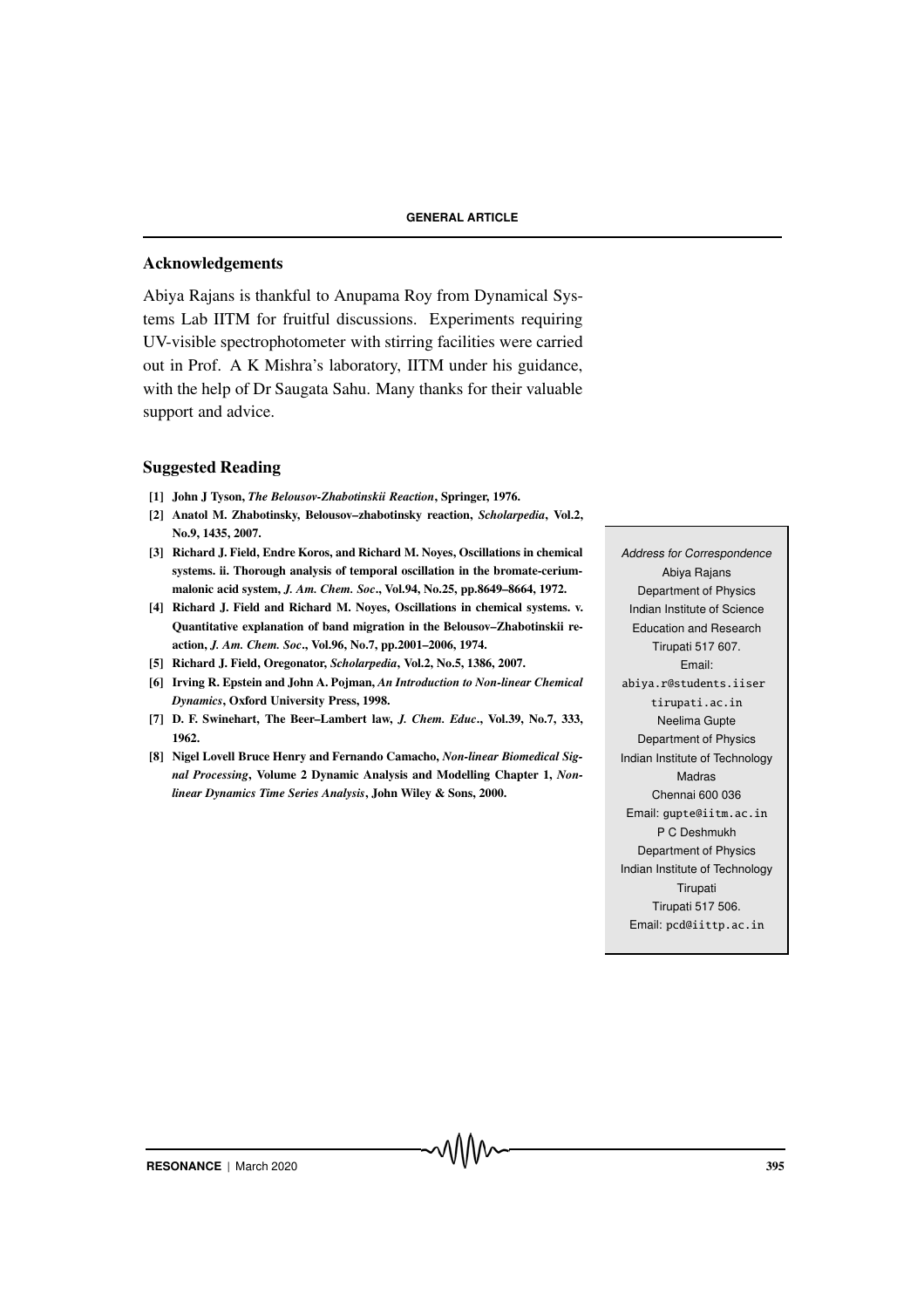## Acknowledgements

Abiya Rajans is thankful to Anupama Roy from Dynamical Systems Lab IITM for fruitful discussions. Experiments requiring UV-visible spectrophotometer with stirring facilities were carried out in Prof. A K Mishra's laboratory, IITM under his guidance, with the help of Dr Saugata Sahu. Many thanks for their valuable support and advice.

## Suggested Reading

**[1] John J Tyson, *The Belousov-Zhabotinskii Reaction*, Springer, 1976.**

**[2] Anatol M. Zhabotinsky, Belousov–zhabotinsky reaction, *Scholarpedia*, Vol.2, No.9, 1435, 2007.**

**[3] Richard J. Field, Endre Koros, and Richard M. Noyes, Oscillations in chemical systems. ii. Thorough analysis of temporal oscillation in the bromate-cerium-malonic acid system, *J. Am. Chem. Soc*., Vol.94, No.25, pp.8649–8664, 1972.**

**[4] Richard J. Field and Richard M. Noyes, Oscillations in chemical systems. v. Quantitative explanation of band migration in the Belousov–Zhabotinskii reaction, *J. Am. Chem. Soc*., Vol.96, No.7, pp.2001–2006, 1974.**

**[5] Richard J. Field, Oregonator, *Scholarpedia*, Vol.2, No.5, 1386, 2007.**

**[6] Irving R. Epstein and John A. Pojman, *An Introduction to Non-linear Chemical Dynamics*, Oxford University Press, 1998.**

**[7] D. F. Swinehart, The Beer–Lambert law, *J. Chem. Educ*., Vol.39, No.7, 333, 1962.**

**[8] Nigel Lovell Bruce Henry and Fernando Camacho, *Non-linear Biomedical Signal Processing*, Volume 2 Dynamic Analysis and Modelling Chapter 1, *Non-linear Dynamics Time Series Analysis*, John Wiley & Sons, 2000.**

*Address for Correspondence*

Abiya Rajans
Department of Physics
Indian Institute of Science
Education and Research
Tirupati 517 607.
Email:
abiya.r@students.iiser
tirupati.ac.in

Neelima Gupte
Department of Physics
Indian Institute of Technology
Madras
Chennai 600 036
Email: gupte@iitm.ac.in

P C Deshmukh
Department of Physics
Indian Institute of Technology
Tirupati
Tirupati 517 506.
Email: pcd@iittp.ac.in